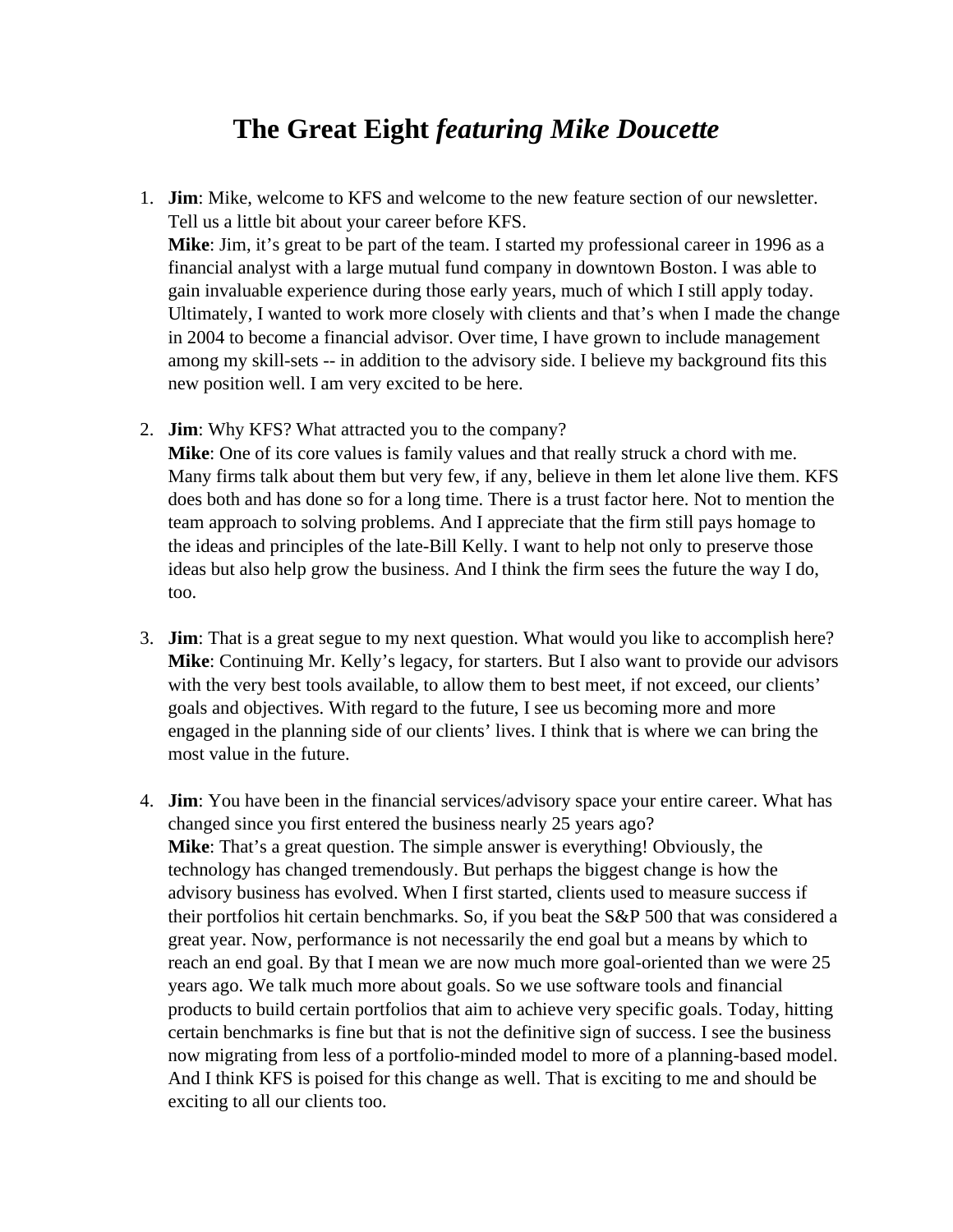# The Great Eight *featuring Mike Doucette*

1. **Jim**: Mike, welcome to KFS and welcome to the new feature section of our newsletter. Tell us a little bit about your career before KFS.
   **Mike**: Jim, it's great to be part of the team. I started my professional career in 1996 as a financial analyst with a large mutual fund company in downtown Boston. I was able to gain invaluable experience during those early years, much of which I still apply today. Ultimately, I wanted to work more closely with clients and that's when I made the change in 2004 to become a financial advisor. Over time, I have grown to include management among my skill-sets -- in addition to the advisory side. I believe my background fits this new position well. I am very excited to be here.

2. **Jim**: Why KFS? What attracted you to the company?
   **Mike**: One of its core values is family values and that really struck a chord with me. Many firms talk about them but very few, if any, believe in them let alone live them. KFS does both and has done so for a long time. There is a trust factor here. Not to mention the team approach to solving problems. And I appreciate that the firm still pays homage to the ideas and principles of the late-Bill Kelly. I want to help not only to preserve those ideas but also help grow the business. And I think the firm sees the future the way I do, too.

3. **Jim**: That is a great segue to my next question. What would you like to accomplish here?
   **Mike**: Continuing Mr. Kelly's legacy, for starters. But I also want to provide our advisors with the very best tools available, to allow them to best meet, if not exceed, our clients' goals and objectives. With regard to the future, I see us becoming more and more engaged in the planning side of our clients' lives. I think that is where we can bring the most value in the future.

4. **Jim**: You have been in the financial services/advisory space your entire career. What has changed since you first entered the business nearly 25 years ago?
   **Mike**: That's a great question. The simple answer is everything! Obviously, the technology has changed tremendously. But perhaps the biggest change is how the advisory business has evolved. When I first started, clients used to measure success if their portfolios hit certain benchmarks. So, if you beat the S&P 500 that was considered a great year. Now, performance is not necessarily the end goal but a means by which to reach an end goal. By that I mean we are now much more goal-oriented than we were 25 years ago. We talk much more about goals. So we use software tools and financial products to build certain portfolios that aim to achieve very specific goals. Today, hitting certain benchmarks is fine but that is not the definitive sign of success. I see the business now migrating from less of a portfolio-minded model to more of a planning-based model. And I think KFS is poised for this change as well. That is exciting to me and should be exciting to all our clients too.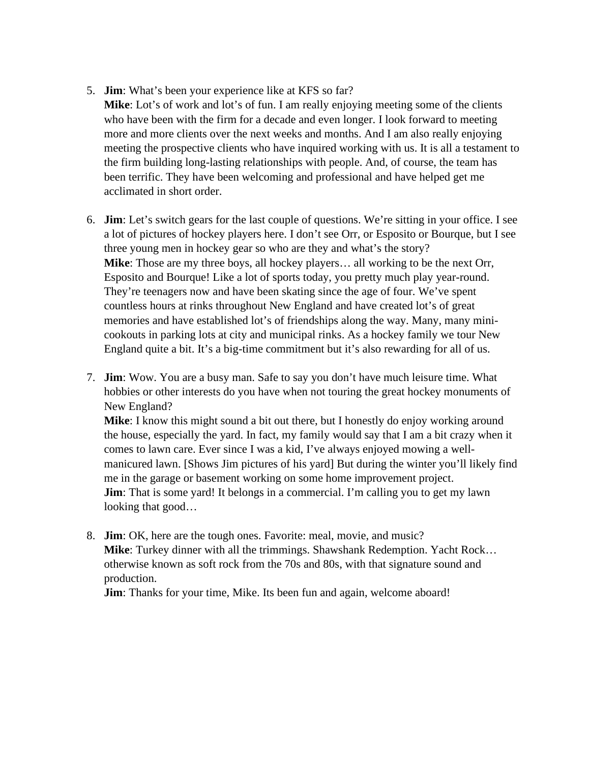5. **Jim**: What's been your experience like at KFS so far?
   **Mike**: Lot's of work and lot's of fun. I am really enjoying meeting some of the clients who have been with the firm for a decade and even longer. I look forward to meeting more and more clients over the next weeks and months. And I am also really enjoying meeting the prospective clients who have inquired working with us. It is all a testament to the firm building long-lasting relationships with people. And, of course, the team has been terrific. They have been welcoming and professional and have helped get me acclimated in short order.

6. **Jim**: Let's switch gears for the last couple of questions. We're sitting in your office. I see a lot of pictures of hockey players here. I don't see Orr, or Esposito or Bourque, but I see three young men in hockey gear so who are they and what's the story?
   **Mike**: Those are my three boys, all hockey players… all working to be the next Orr, Esposito and Bourque! Like a lot of sports today, you pretty much play year-round. They're teenagers now and have been skating since the age of four. We've spent countless hours at rinks throughout New England and have created lot's of great memories and have established lot's of friendships along the way. Many, many mini-cookouts in parking lots at city and municipal rinks. As a hockey family we tour New England quite a bit. It's a big-time commitment but it's also rewarding for all of us.

7. **Jim**: Wow. You are a busy man. Safe to say you don't have much leisure time. What hobbies or other interests do you have when not touring the great hockey monuments of New England?
   **Mike**: I know this might sound a bit out there, but I honestly do enjoy working around the house, especially the yard. In fact, my family would say that I am a bit crazy when it comes to lawn care. Ever since I was a kid, I've always enjoyed mowing a well-manicured lawn. [Shows Jim pictures of his yard] But during the winter you'll likely find me in the garage or basement working on some home improvement project.
   **Jim**: That is some yard! It belongs in a commercial. I'm calling you to get my lawn looking that good…

8. **Jim**: OK, here are the tough ones. Favorite: meal, movie, and music?
   **Mike**: Turkey dinner with all the trimmings. Shawshank Redemption. Yacht Rock… otherwise known as soft rock from the 70s and 80s, with that signature sound and production.
   **Jim**: Thanks for your time, Mike. Its been fun and again, welcome aboard!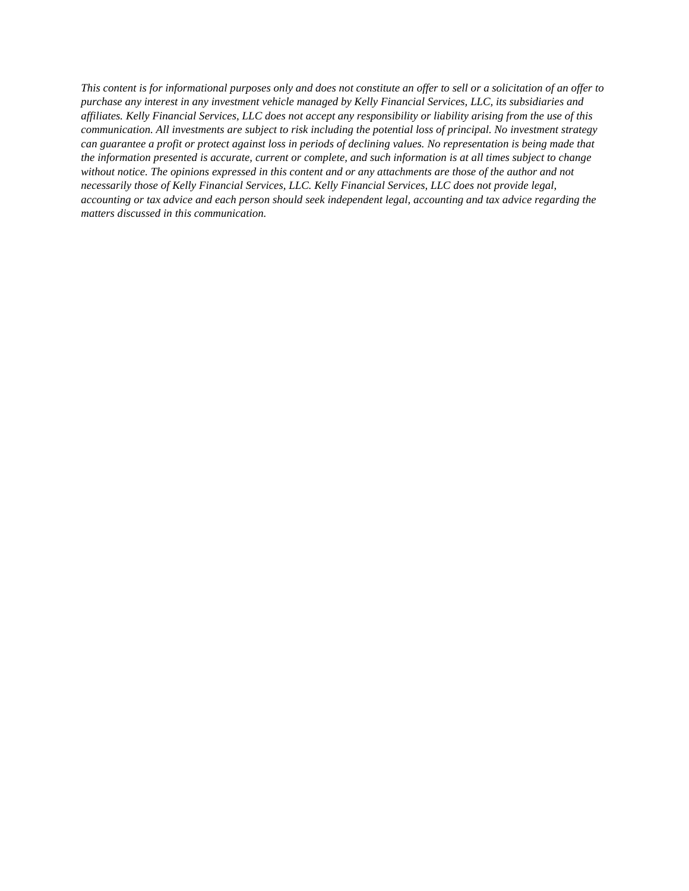*This content is for informational purposes only and does not constitute an offer to sell or a solicitation of an offer to purchase any interest in any investment vehicle managed by Kelly Financial Services, LLC, its subsidiaries and affiliates. Kelly Financial Services, LLC does not accept any responsibility or liability arising from the use of this communication. All investments are subject to risk including the potential loss of principal. No investment strategy can guarantee a profit or protect against loss in periods of declining values. No representation is being made that the information presented is accurate, current or complete, and such information is at all times subject to change without notice. The opinions expressed in this content and or any attachments are those of the author and not necessarily those of Kelly Financial Services, LLC. Kelly Financial Services, LLC does not provide legal, accounting or tax advice and each person should seek independent legal, accounting and tax advice regarding the matters discussed in this communication.*